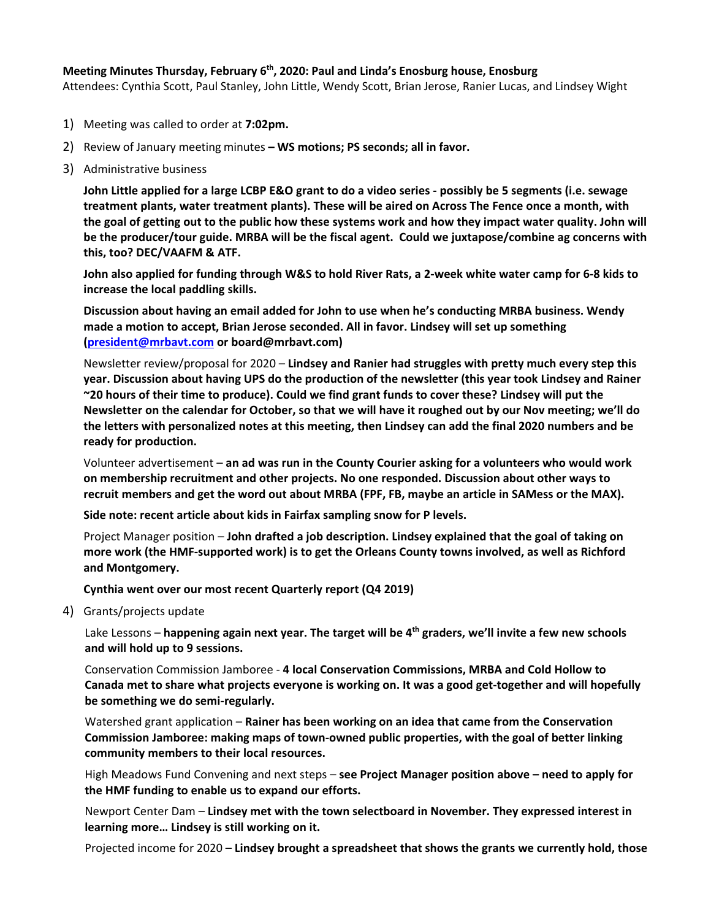**Meeting Minutes Thursday, February 6th, 2020: Paul and Linda's Enosburg house, Enosburg**

Attendees: Cynthia Scott, Paul Stanley, John Little, Wendy Scott, Brian Jerose, Ranier Lucas, and Lindsey Wight

1) Meeting was called to order at **7:02pm.**
2) Review of January meeting minutes **– WS motions; PS seconds; all in favor.**
3) Administrative business

   **John Little applied for a large LCBP E&O grant to do a video series - possibly be 5 segments (i.e. sewage treatment plants, water treatment plants). These will be aired on Across The Fence once a month, with the goal of getting out to the public how these systems work and how they impact water quality. John will be the producer/tour guide. MRBA will be the fiscal agent. Could we juxtapose/combine ag concerns with this, too? DEC/VAAFM & ATF.**

   **John also applied for funding through W&S to hold River Rats, a 2-week white water camp for 6-8 kids to increase the local paddling skills.**

   **Discussion about having an email added for John to use when he's conducting MRBA business. Wendy made a motion to accept, Brian Jerose seconded. All in favor. Lindsey will set up something (president@mrbavt.com or board@mrbavt.com)**

   Newsletter review/proposal for 2020 – **Lindsey and Ranier had struggles with pretty much every step this year. Discussion about having UPS do the production of the newsletter (this year took Lindsey and Rainer ~20 hours of their time to produce). Could we find grant funds to cover these? Lindsey will put the Newsletter on the calendar for October, so that we will have it roughed out by our Nov meeting; we'll do the letters with personalized notes at this meeting, then Lindsey can add the final 2020 numbers and be ready for production.**

   Volunteer advertisement – **an ad was run in the County Courier asking for a volunteers who would work on membership recruitment and other projects. No one responded. Discussion about other ways to recruit members and get the word out about MRBA (FPF, FB, maybe an article in SAMess or the MAX).**

   **Side note: recent article about kids in Fairfax sampling snow for P levels.**

   Project Manager position – **John drafted a job description. Lindsey explained that the goal of taking on more work (the HMF-supported work) is to get the Orleans County towns involved, as well as Richford and Montgomery.**

   **Cynthia went over our most recent Quarterly report (Q4 2019)**

4) Grants/projects update

   Lake Lessons – **happening again next year. The target will be 4th graders, we'll invite a few new schools and will hold up to 9 sessions.**

   Conservation Commission Jamboree - **4 local Conservation Commissions, MRBA and Cold Hollow to Canada met to share what projects everyone is working on. It was a good get-together and will hopefully be something we do semi-regularly.**

   Watershed grant application – **Rainer has been working on an idea that came from the Conservation Commission Jamboree: making maps of town-owned public properties, with the goal of better linking community members to their local resources.**

   High Meadows Fund Convening and next steps – **see Project Manager position above – need to apply for the HMF funding to enable us to expand our efforts.**

   Newport Center Dam – **Lindsey met with the town selectboard in November. They expressed interest in learning more… Lindsey is still working on it.**

   Projected income for 2020 – **Lindsey brought a spreadsheet that shows the grants we currently hold, those**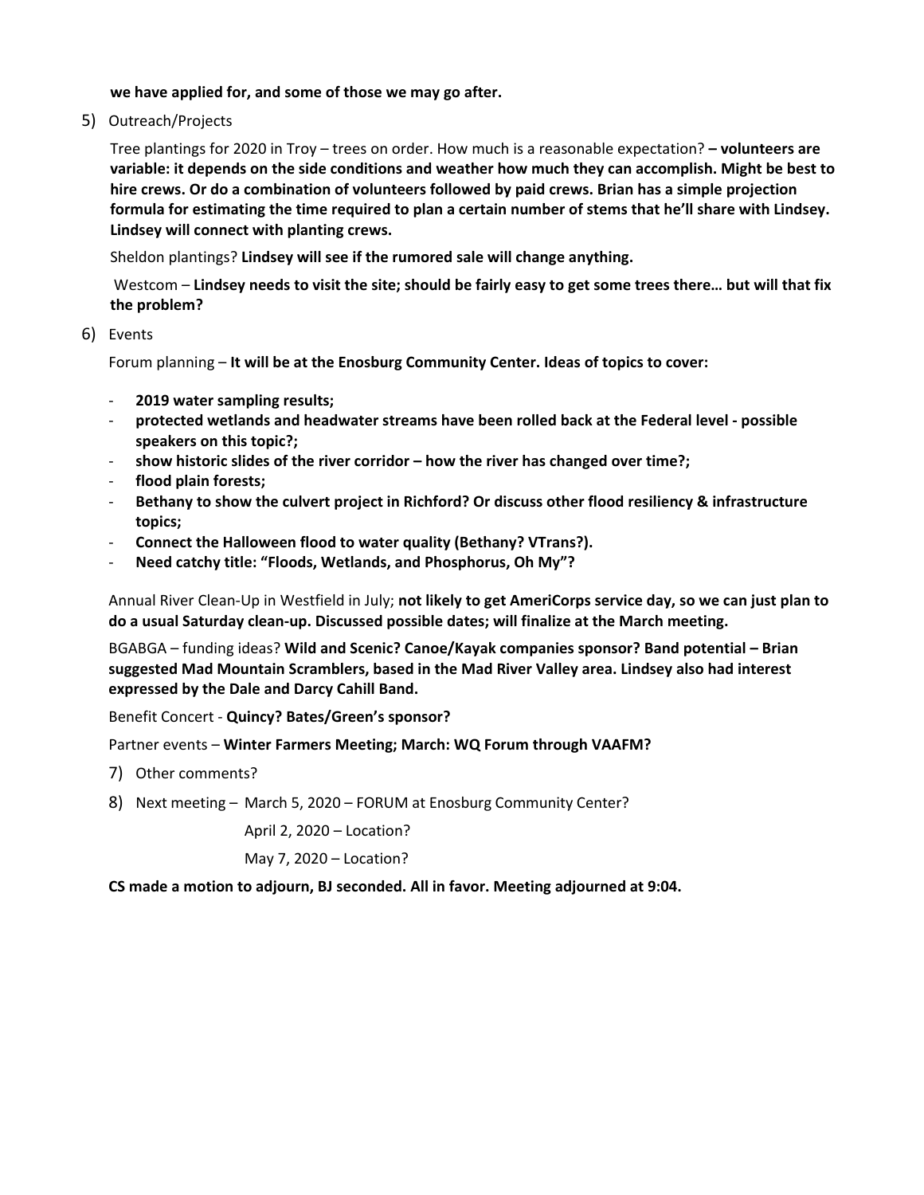**we have applied for, and some of those we may go after.**

5) Outreach/Projects

   Tree plantings for 2020 in Troy – trees on order. How much is a reasonable expectation? **– volunteers are variable: it depends on the side conditions and weather how much they can accomplish. Might be best to hire crews. Or do a combination of volunteers followed by paid crews. Brian has a simple projection formula for estimating the time required to plan a certain number of stems that he'll share with Lindsey. Lindsey will connect with planting crews.**

   Sheldon plantings? **Lindsey will see if the rumored sale will change anything.**

   Westcom – **Lindsey needs to visit the site; should be fairly easy to get some trees there… but will that fix the problem?**

6) Events

   Forum planning – **It will be at the Enosburg Community Center. Ideas of topics to cover:**

   - **2019 water sampling results;**
   - **protected wetlands and headwater streams have been rolled back at the Federal level - possible speakers on this topic?;**
   - **show historic slides of the river corridor – how the river has changed over time?;**
   - **flood plain forests;**
   - **Bethany to show the culvert project in Richford? Or discuss other flood resiliency & infrastructure topics;**
   - **Connect the Halloween flood to water quality (Bethany? VTrans?).**
   - **Need catchy title: "Floods, Wetlands, and Phosphorus, Oh My"?**

   Annual River Clean-Up in Westfield in July; **not likely to get AmeriCorps service day, so we can just plan to do a usual Saturday clean-up. Discussed possible dates; will finalize at the March meeting.**

   BGABGA – funding ideas? **Wild and Scenic? Canoe/Kayak companies sponsor? Band potential – Brian suggested Mad Mountain Scramblers, based in the Mad River Valley area. Lindsey also had interest expressed by the Dale and Darcy Cahill Band.**

   Benefit Concert - **Quincy? Bates/Green's sponsor?**

   Partner events – **Winter Farmers Meeting; March: WQ Forum through VAAFM?**

7) Other comments?

8) Next meeting – March 5, 2020 – FORUM at Enosburg Community Center?

   April 2, 2020 – Location?

   May 7, 2020 – Location?

**CS made a motion to adjourn, BJ seconded. All in favor. Meeting adjourned at 9:04.**